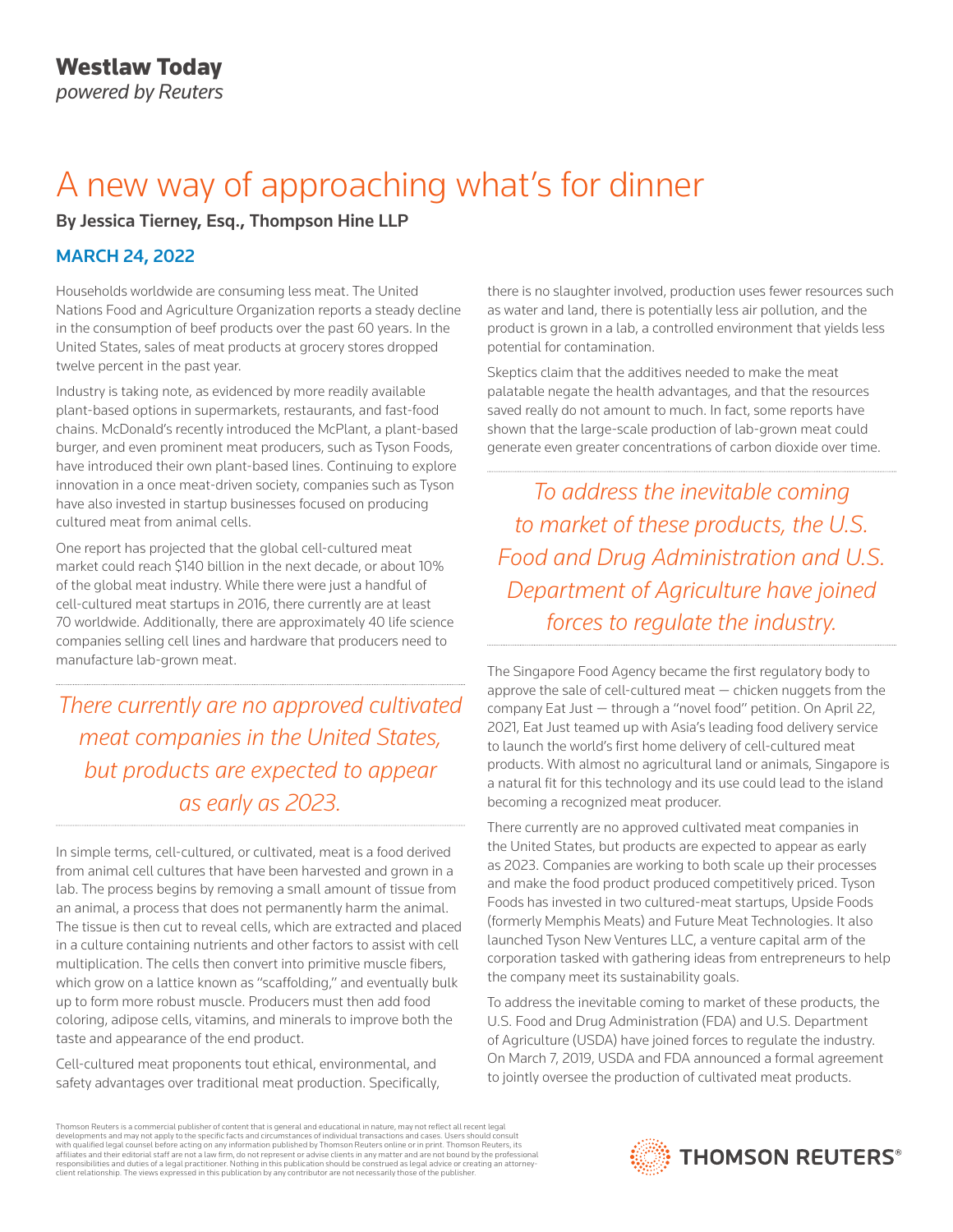# Westlaw Today

*powered by Reuters*

# A new way of approaching what's for dinner

**By Jessica Tierney, Esq., Thompson Hine LLP**

**MARCH 24, 2022**

Households worldwide are consuming less meat. The United Nations Food and Agriculture Organization reports a steady decline in the consumption of beef products over the past 60 years. In the United States, sales of meat products at grocery stores dropped twelve percent in the past year.

Industry is taking note, as evidenced by more readily available plant-based options in supermarkets, restaurants, and fast-food chains. McDonald's recently introduced the McPlant, a plant-based burger, and even prominent meat producers, such as Tyson Foods, have introduced their own plant-based lines. Continuing to explore innovation in a once meat-driven society, companies such as Tyson have also invested in startup businesses focused on producing cultured meat from animal cells.

One report has projected that the global cell-cultured meat market could reach $140 billion in the next decade, or about 10% of the global meat industry. While there were just a handful of cell-cultured meat startups in 2016, there currently are at least 70 worldwide. Additionally, there are approximately 40 life science companies selling cell lines and hardware that producers need to manufacture lab-grown meat.

*There currently are no approved cultivated meat companies in the United States, but products are expected to appear as early as 2023.*

In simple terms, cell-cultured, or cultivated, meat is a food derived from animal cell cultures that have been harvested and grown in a lab. The process begins by removing a small amount of tissue from an animal, a process that does not permanently harm the animal. The tissue is then cut to reveal cells, which are extracted and placed in a culture containing nutrients and other factors to assist with cell multiplication. The cells then convert into primitive muscle fibers, which grow on a lattice known as "scaffolding," and eventually bulk up to form more robust muscle. Producers must then add food coloring, adipose cells, vitamins, and minerals to improve both the taste and appearance of the end product.

Cell-cultured meat proponents tout ethical, environmental, and safety advantages over traditional meat production. Specifically, there is no slaughter involved, production uses fewer resources such as water and land, there is potentially less air pollution, and the product is grown in a lab, a controlled environment that yields less potential for contamination.

Skeptics claim that the additives needed to make the meat palatable negate the health advantages, and that the resources saved really do not amount to much. In fact, some reports have shown that the large-scale production of lab-grown meat could generate even greater concentrations of carbon dioxide over time.

*To address the inevitable coming to market of these products, the U.S. Food and Drug Administration and U.S. Department of Agriculture have joined forces to regulate the industry.*

The Singapore Food Agency became the first regulatory body to approve the sale of cell-cultured meat — chicken nuggets from the company Eat Just — through a "novel food" petition. On April 22, 2021, Eat Just teamed up with Asia's leading food delivery service to launch the world's first home delivery of cell-cultured meat products. With almost no agricultural land or animals, Singapore is a natural fit for this technology and its use could lead to the island becoming a recognized meat producer.

There currently are no approved cultivated meat companies in the United States, but products are expected to appear as early as 2023. Companies are working to both scale up their processes and make the food product produced competitively priced. Tyson Foods has invested in two cultured-meat startups, Upside Foods (formerly Memphis Meats) and Future Meat Technologies. It also launched Tyson New Ventures LLC, a venture capital arm of the corporation tasked with gathering ideas from entrepreneurs to help the company meet its sustainability goals.

To address the inevitable coming to market of these products, the U.S. Food and Drug Administration (FDA) and U.S. Department of Agriculture (USDA) have joined forces to regulate the industry. On March 7, 2019, USDA and FDA announced a formal agreement to jointly oversee the production of cultivated meat products.

Thomson Reuters is a commercial publisher of content that is general and educational in nature, may not reflect all recent legal developments and may not apply to the specific facts and circumstances of individual transactions and cases. Users should consult with qualified legal counsel before acting on any information published by Thomson Reuters online or in print. Thomson Reuters, its affiliates and their editorial staff are not a law firm, do not represent or advise clients in any matter and are not bound by the professional responsibilities and duties of a legal practitioner. Nothing in this publication should be construed as legal advice or creating an attorney-client relationship. The views expressed in this publication by any contributor are not necessarily those of the publisher.

THOMSON REUTERS®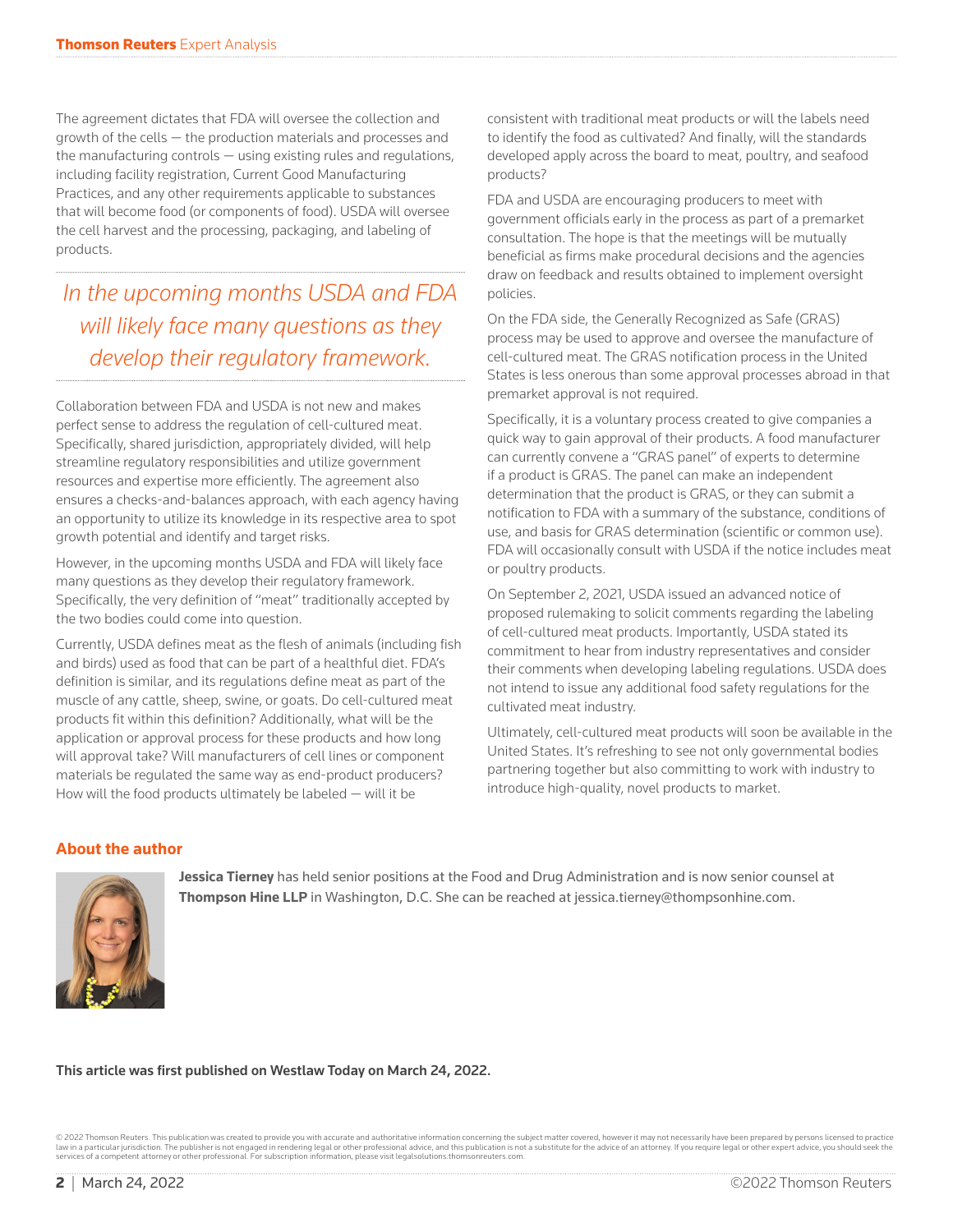The agreement dictates that FDA will oversee the collection and growth of the cells — the production materials and processes and the manufacturing controls — using existing rules and regulations, including facility registration, Current Good Manufacturing Practices, and any other requirements applicable to substances that will become food (or components of food). USDA will oversee the cell harvest and the processing, packaging, and labeling of products.

*In the upcoming months USDA and FDA will likely face many questions as they develop their regulatory framework.*

Collaboration between FDA and USDA is not new and makes perfect sense to address the regulation of cell-cultured meat. Specifically, shared jurisdiction, appropriately divided, will help streamline regulatory responsibilities and utilize government resources and expertise more efficiently. The agreement also ensures a checks-and-balances approach, with each agency having an opportunity to utilize its knowledge in its respective area to spot growth potential and identify and target risks.

However, in the upcoming months USDA and FDA will likely face many questions as they develop their regulatory framework. Specifically, the very definition of "meat" traditionally accepted by the two bodies could come into question.

Currently, USDA defines meat as the flesh of animals (including fish and birds) used as food that can be part of a healthful diet. FDA's definition is similar, and its regulations define meat as part of the muscle of any cattle, sheep, swine, or goats. Do cell-cultured meat products fit within this definition? Additionally, what will be the application or approval process for these products and how long will approval take? Will manufacturers of cell lines or component materials be regulated the same way as end-product producers? How will the food products ultimately be labeled — will it be consistent with traditional meat products or will the labels need to identify the food as cultivated? And finally, will the standards developed apply across the board to meat, poultry, and seafood products?

FDA and USDA are encouraging producers to meet with government officials early in the process as part of a premarket consultation. The hope is that the meetings will be mutually beneficial as firms make procedural decisions and the agencies draw on feedback and results obtained to implement oversight policies.

On the FDA side, the Generally Recognized as Safe (GRAS) process may be used to approve and oversee the manufacture of cell-cultured meat. The GRAS notification process in the United States is less onerous than some approval processes abroad in that premarket approval is not required.

Specifically, it is a voluntary process created to give companies a quick way to gain approval of their products. A food manufacturer can currently convene a "GRAS panel" of experts to determine if a product is GRAS. The panel can make an independent determination that the product is GRAS, or they can submit a notification to FDA with a summary of the substance, conditions of use, and basis for GRAS determination (scientific or common use). FDA will occasionally consult with USDA if the notice includes meat or poultry products.

On September 2, 2021, USDA issued an advanced notice of proposed rulemaking to solicit comments regarding the labeling of cell-cultured meat products. Importantly, USDA stated its commitment to hear from industry representatives and consider their comments when developing labeling regulations. USDA does not intend to issue any additional food safety regulations for the cultivated meat industry.

Ultimately, cell-cultured meat products will soon be available in the United States. It's refreshing to see not only governmental bodies partnering together but also committing to work with industry to introduce high-quality, novel products to market.

## About the author

**Jessica Tierney** has held senior positions at the Food and Drug Administration and is now senior counsel at **Thompson Hine LLP** in Washington, D.C. She can be reached at jessica.tierney@thompsonhine.com.

**This article was first published on Westlaw Today on March 24, 2022.**

© 2022 Thomson Reuters. This publication was created to provide you with accurate and authoritative information concerning the subject matter covered, however it may not necessarily have been prepared by persons licensed to practice law in a particular jurisdiction. The publisher is not engaged in rendering legal or other professional advice, and this publication is not a substitute for the advice of an attorney. If you require legal or other expert advice, you should seek the services of a competent attorney or other professional. For subscription information, please visit legalsolutions.thomsonreuters.com.